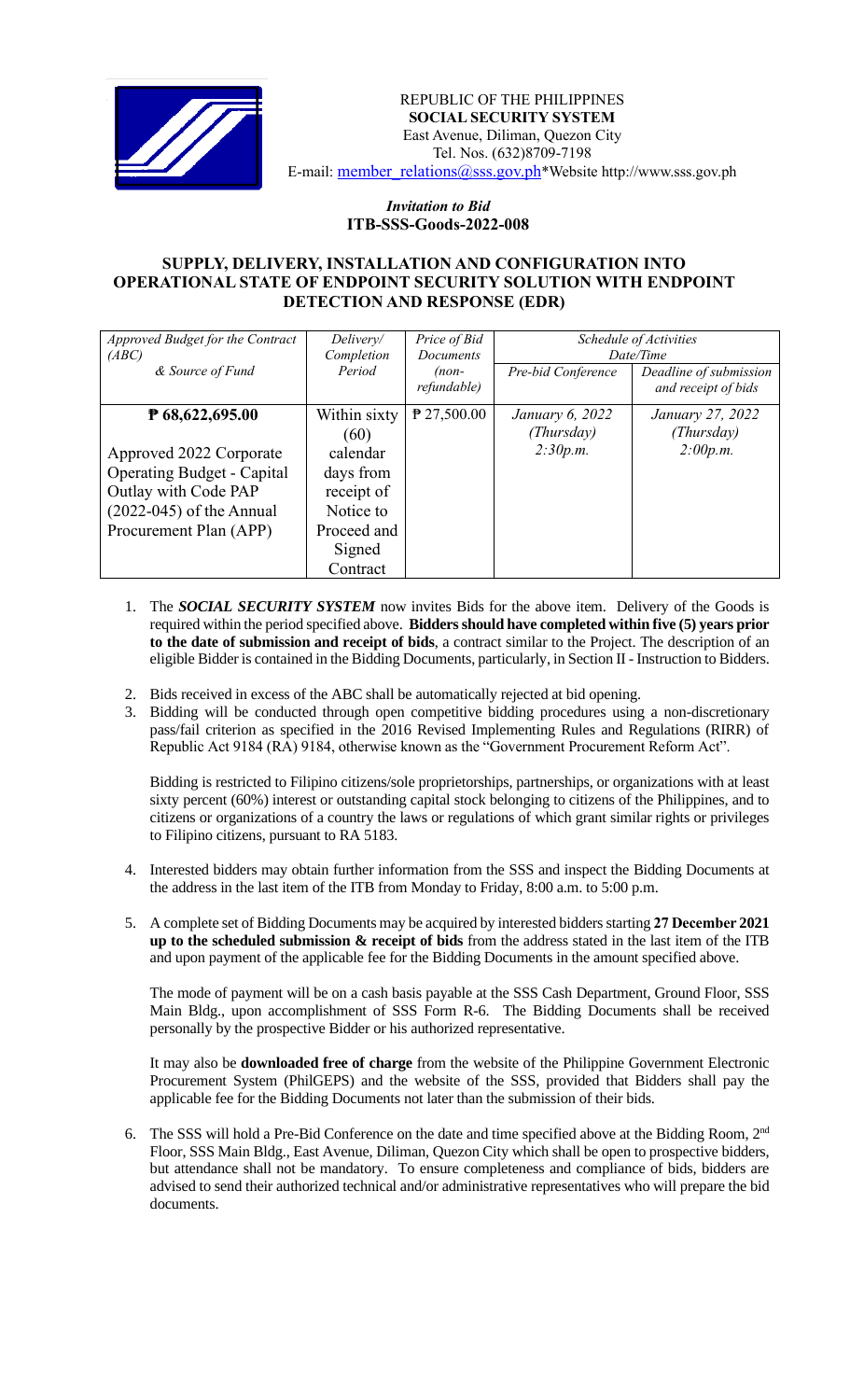REPUBLIC OF THE PHILIPPINES
**SOCIAL SECURITY SYSTEM**
East Avenue, Diliman, Quezon City
Tel. Nos. (632)8709-7198
E-mail: member_relations@sss.gov.ph*Website http://www.sss.gov.ph

*Invitation to Bid*
**ITB-SSS-Goods-2022-008**

## SUPPLY, DELIVERY, INSTALLATION AND CONFIGURATION INTO OPERATIONAL STATE OF ENDPOINT SECURITY SOLUTION WITH ENDPOINT DETECTION AND RESPONSE (EDR)

| *Approved Budget for the Contract (ABC) & Source of Fund* | *Delivery/ Completion Period* | *Price of Bid Documents (non-refundable)* | *Schedule of Activities Date/Time* | |
|---|---|---|---|---|
| | | | *Pre-bid Conference* | *Deadline of submission and receipt of bids* |
| **₱ 68,622,695.00** Approved 2022 Corporate Operating Budget - Capital Outlay with Code PAP (2022-045) of the Annual Procurement Plan (APP) | Within sixty (60) calendar days from receipt of Notice to Proceed and Signed Contract | ₱ 27,500.00 | *January 6, 2022 (Thursday) 2:30p.m.* | *January 27, 2022 (Thursday) 2:00p.m.* |

1. The ***SOCIAL SECURITY SYSTEM*** now invites Bids for the above item. Delivery of the Goods is required within the period specified above. **Bidders should have completed within five (5) years prior to the date of submission and receipt of bids**, a contract similar to the Project. The description of an eligible Bidder is contained in the Bidding Documents, particularly, in Section II - Instruction to Bidders.

2. Bids received in excess of the ABC shall be automatically rejected at bid opening.

3. Bidding will be conducted through open competitive bidding procedures using a non-discretionary pass/fail criterion as specified in the 2016 Revised Implementing Rules and Regulations (RIRR) of Republic Act 9184 (RA) 9184, otherwise known as the "Government Procurement Reform Act".

   Bidding is restricted to Filipino citizens/sole proprietorships, partnerships, or organizations with at least sixty percent (60%) interest or outstanding capital stock belonging to citizens of the Philippines, and to citizens or organizations of a country the laws or regulations of which grant similar rights or privileges to Filipino citizens, pursuant to RA 5183.

4. Interested bidders may obtain further information from the SSS and inspect the Bidding Documents at the address in the last item of the ITB from Monday to Friday, 8:00 a.m. to 5:00 p.m.

5. A complete set of Bidding Documents may be acquired by interested bidders starting **27 December 2021 up to the scheduled submission & receipt of bids** from the address stated in the last item of the ITB and upon payment of the applicable fee for the Bidding Documents in the amount specified above.

   The mode of payment will be on a cash basis payable at the SSS Cash Department, Ground Floor, SSS Main Bldg., upon accomplishment of SSS Form R-6. The Bidding Documents shall be received personally by the prospective Bidder or his authorized representative.

   It may also be **downloaded free of charge** from the website of the Philippine Government Electronic Procurement System (PhilGEPS) and the website of the SSS, provided that Bidders shall pay the applicable fee for the Bidding Documents not later than the submission of their bids.

6. The SSS will hold a Pre-Bid Conference on the date and time specified above at the Bidding Room, 2nd Floor, SSS Main Bldg., East Avenue, Diliman, Quezon City which shall be open to prospective bidders, but attendance shall not be mandatory. To ensure completeness and compliance of bids, bidders are advised to send their authorized technical and/or administrative representatives who will prepare the bid documents.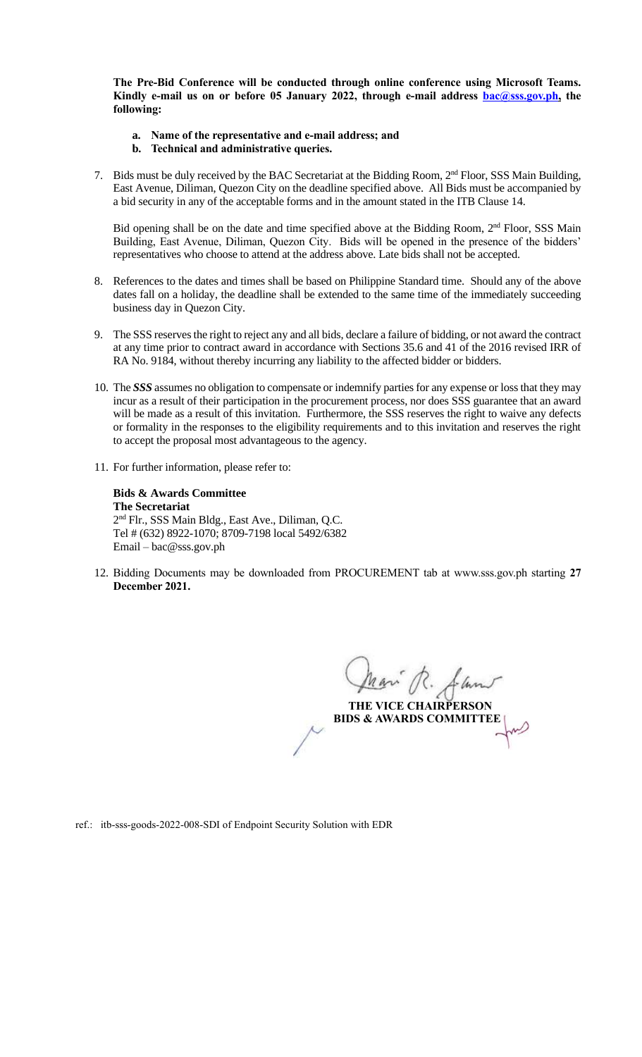**The Pre-Bid Conference will be conducted through online conference using Microsoft Teams. Kindly e-mail us on or before 05 January 2022, through e-mail address bac@sss.gov.ph, the following:**

- **a. Name of the representative and e-mail address; and**
- **b. Technical and administrative queries.**

7. Bids must be duly received by the BAC Secretariat at the Bidding Room, 2nd Floor, SSS Main Building, East Avenue, Diliman, Quezon City on the deadline specified above. All Bids must be accompanied by a bid security in any of the acceptable forms and in the amount stated in the ITB Clause 14.

   Bid opening shall be on the date and time specified above at the Bidding Room, 2nd Floor, SSS Main Building, East Avenue, Diliman, Quezon City. Bids will be opened in the presence of the bidders' representatives who choose to attend at the address above. Late bids shall not be accepted.

8. References to the dates and times shall be based on Philippine Standard time. Should any of the above dates fall on a holiday, the deadline shall be extended to the same time of the immediately succeeding business day in Quezon City.

9. The SSS reserves the right to reject any and all bids, declare a failure of bidding, or not award the contract at any time prior to contract award in accordance with Sections 35.6 and 41 of the 2016 revised IRR of RA No. 9184, without thereby incurring any liability to the affected bidder or bidders.

10. The ***SSS*** assumes no obligation to compensate or indemnify parties for any expense or loss that they may incur as a result of their participation in the procurement process, nor does SSS guarantee that an award will be made as a result of this invitation. Furthermore, the SSS reserves the right to waive any defects or formality in the responses to the eligibility requirements and to this invitation and reserves the right to accept the proposal most advantageous to the agency.

11. For further information, please refer to:

    **Bids & Awards Committee**
    **The Secretariat**
    2nd Flr., SSS Main Bldg., East Ave., Diliman, Q.C.
    Tel # (632) 8922-1070; 8709-7198 local 5492/6382
    Email – bac@sss.gov.ph

12. Bidding Documents may be downloaded from PROCUREMENT tab at www.sss.gov.ph starting **27 December 2021.**

**THE VICE CHAIRPERSON**
**BIDS & AWARDS COMMITTEE**

ref.: itb-sss-goods-2022-008-SDI of Endpoint Security Solution with EDR